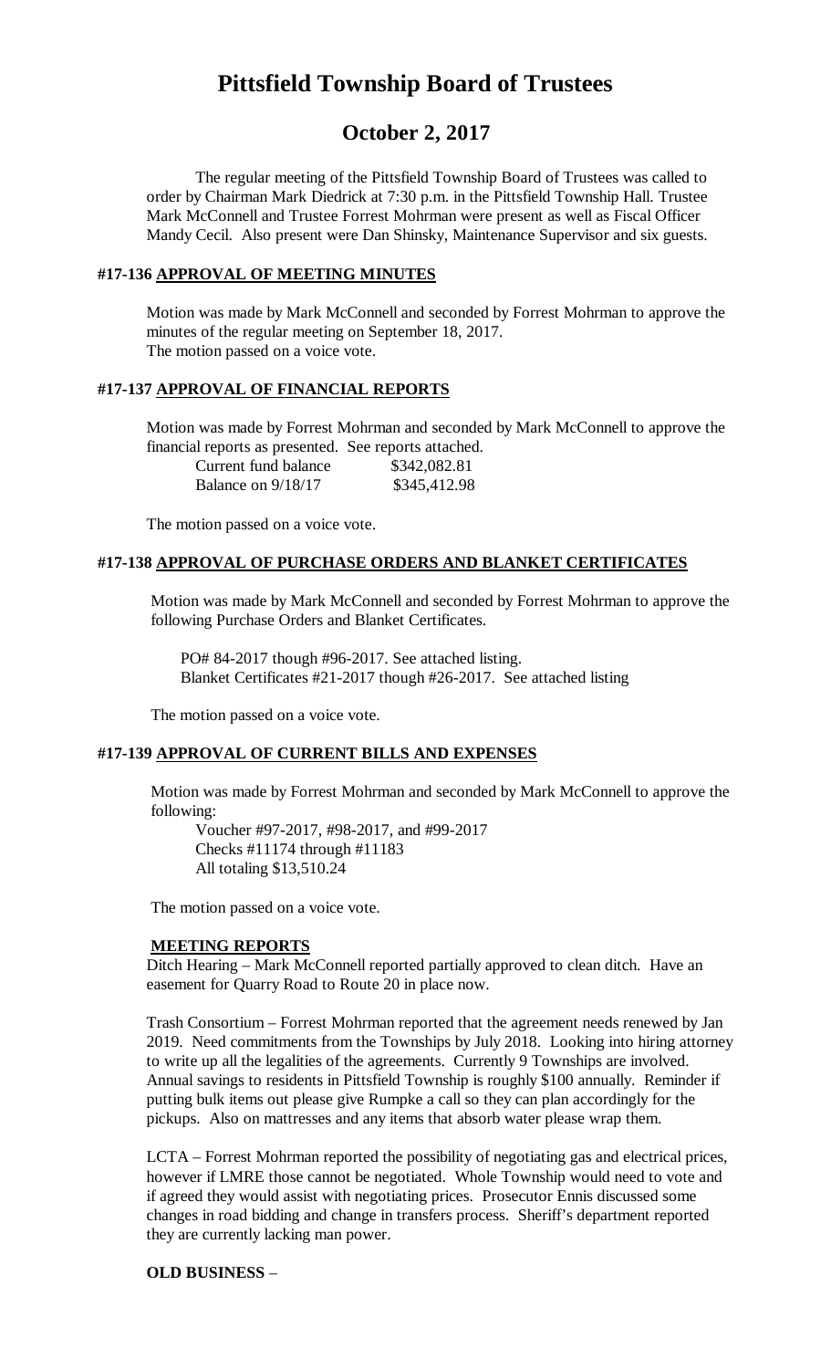# Pittsfield Township Board of Trustees

## October 2, 2017

The regular meeting of the Pittsfield Township Board of Trustees was called to order by Chairman Mark Diedrick at 7:30 p.m. in the Pittsfield Township Hall. Trustee Mark McConnell and Trustee Forrest Mohrman were present as well as Fiscal Officer Mandy Cecil. Also present were Dan Shinsky, Maintenance Supervisor and six guests.

### #17-136 APPROVAL OF MEETING MINUTES

Motion was made by Mark McConnell and seconded by Forrest Mohrman to approve the minutes of the regular meeting on September 18, 2017.
The motion passed on a voice vote.

### #17-137 APPROVAL OF FINANCIAL REPORTS

Motion was made by Forrest Mohrman and seconded by Mark McConnell to approve the financial reports as presented. See reports attached.

| | |
|---|---|
| Current fund balance | $342,082.81 |
| Balance on 9/18/17 | $345,412.98 |

The motion passed on a voice vote.

### #17-138 APPROVAL OF PURCHASE ORDERS AND BLANKET CERTIFICATES

Motion was made by Mark McConnell and seconded by Forrest Mohrman to approve the following Purchase Orders and Blanket Certificates.

PO# 84-2017 though #96-2017. See attached listing.
Blanket Certificates #21-2017 though #26-2017. See attached listing

The motion passed on a voice vote.

### #17-139 APPROVAL OF CURRENT BILLS AND EXPENSES

Motion was made by Forrest Mohrman and seconded by Mark McConnell to approve the following:

Voucher #97-2017, #98-2017, and #99-2017
Checks #11174 through #11183
All totaling $13,510.24

The motion passed on a voice vote.

### MEETING REPORTS

Ditch Hearing – Mark McConnell reported partially approved to clean ditch. Have an easement for Quarry Road to Route 20 in place now.

Trash Consortium – Forrest Mohrman reported that the agreement needs renewed by Jan 2019. Need commitments from the Townships by July 2018. Looking into hiring attorney to write up all the legalities of the agreements. Currently 9 Townships are involved. Annual savings to residents in Pittsfield Township is roughly $100 annually. Reminder if putting bulk items out please give Rumpke a call so they can plan accordingly for the pickups. Also on mattresses and any items that absorb water please wrap them.

LCTA – Forrest Mohrman reported the possibility of negotiating gas and electrical prices, however if LMRE those cannot be negotiated. Whole Township would need to vote and if agreed they would assist with negotiating prices. Prosecutor Ennis discussed some changes in road bidding and change in transfers process. Sheriff's department reported they are currently lacking man power.

### OLD BUSINESS –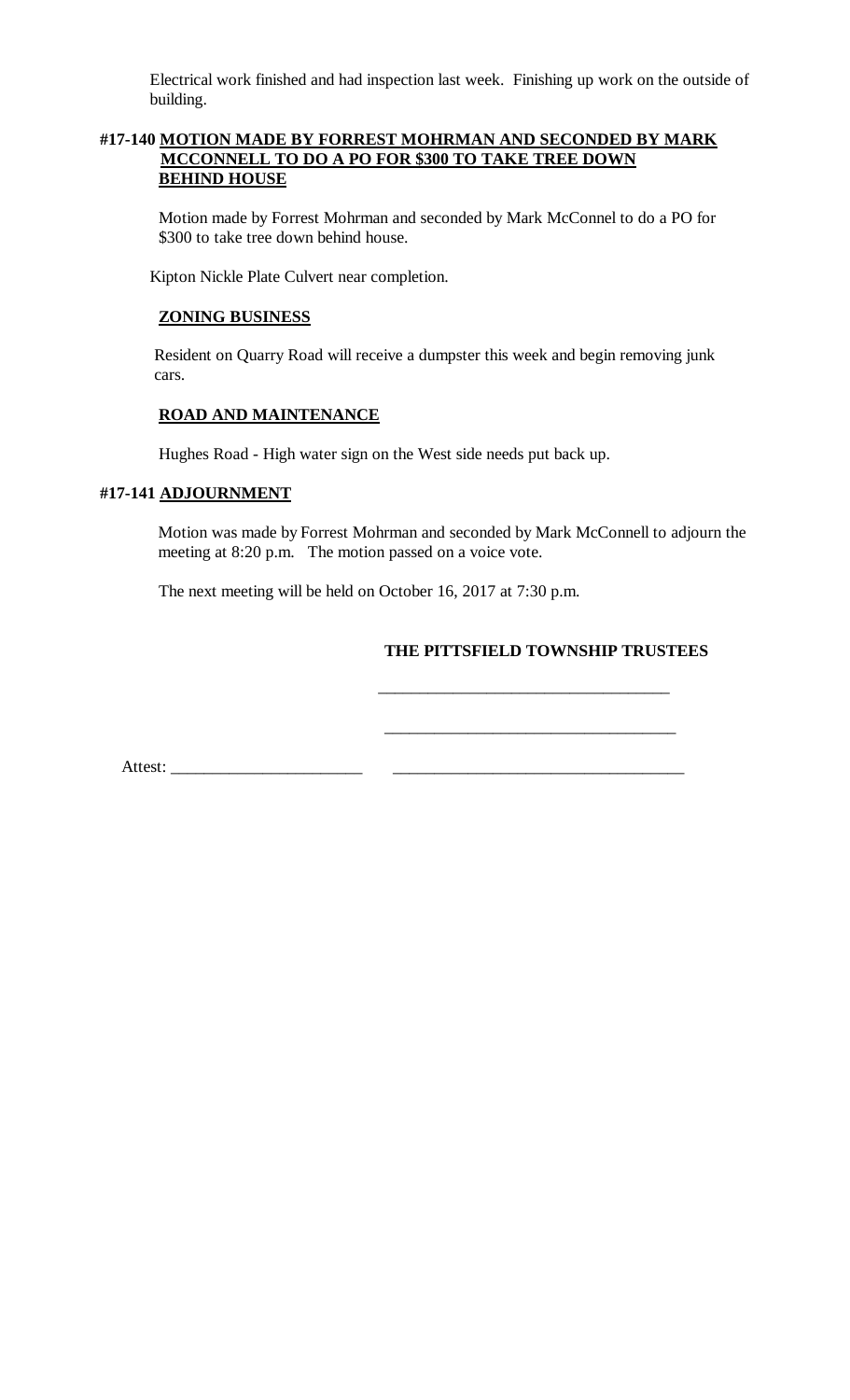Electrical work finished and had inspection last week. Finishing up work on the outside of building.

**#17-140 MOTION MADE BY FORREST MOHRMAN AND SECONDED BY MARK MCCONNELL TO DO A PO FOR $300 TO TAKE TREE DOWN BEHIND HOUSE**

Motion made by Forrest Mohrman and seconded by Mark McConnel to do a PO for $300 to take tree down behind house.

Kipton Nickle Plate Culvert near completion.

**ZONING BUSINESS**

Resident on Quarry Road will receive a dumpster this week and begin removing junk cars.

**ROAD AND MAINTENANCE**

Hughes Road - High water sign on the West side needs put back up.

**#17-141 ADJOURNMENT**

Motion was made by Forrest Mohrman and seconded by Mark McConnell to adjourn the meeting at 8:20 p.m. The motion passed on a voice vote.

The next meeting will be held on October 16, 2017 at 7:30 p.m.

**THE PITTSFIELD TOWNSHIP TRUSTEES**

___________________________________

___________________________________

Attest: _______________________ ___________________________________